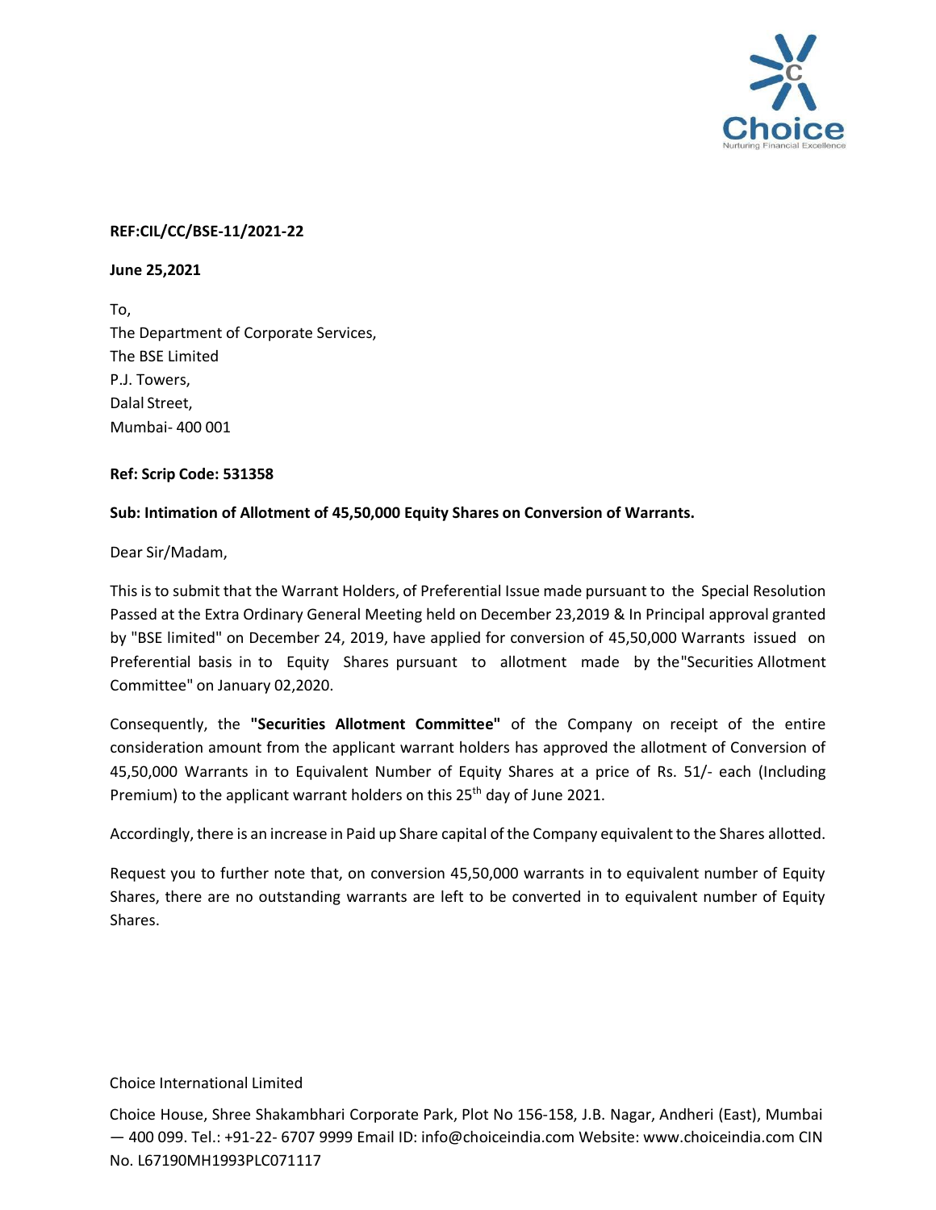**REF:CIL/CC/BSE-11/2021-22**

**June 25,2021**

To,
The Department of Corporate Services,
The BSE Limited
P.J. Towers,
Dalal Street,
Mumbai- 400 001

**Ref: Scrip Code: 531358**

**Sub: Intimation of Allotment of 45,50,000 Equity Shares on Conversion of Warrants.**

Dear Sir/Madam,

This is to submit that the Warrant Holders, of Preferential Issue made pursuant to the Special Resolution Passed at the Extra Ordinary General Meeting held on December 23,2019 & In Principal approval granted by "BSE limited" on December 24, 2019, have applied for conversion of 45,50,000 Warrants issued on Preferential basis in to Equity Shares pursuant to allotment made by the"Securities Allotment Committee" on January 02,2020.

Consequently, the **"Securities Allotment Committee"** of the Company on receipt of the entire consideration amount from the applicant warrant holders has approved the allotment of Conversion of 45,50,000 Warrants in to Equivalent Number of Equity Shares at a price of Rs. 51/- each (Including Premium) to the applicant warrant holders on this 25th day of June 2021.

Accordingly, there is an increase in Paid up Share capital of the Company equivalent to the Shares allotted.

Request you to further note that, on conversion 45,50,000 warrants in to equivalent number of Equity Shares, there are no outstanding warrants are left to be converted in to equivalent number of Equity Shares.

Choice International Limited

Choice House, Shree Shakambhari Corporate Park, Plot No 156-158, J.B. Nagar, Andheri (East), Mumbai — 400 099. Tel.: +91-22- 6707 9999 Email ID: info@choiceindia.com Website: www.choiceindia.com CIN No. L67190MH1993PLC071117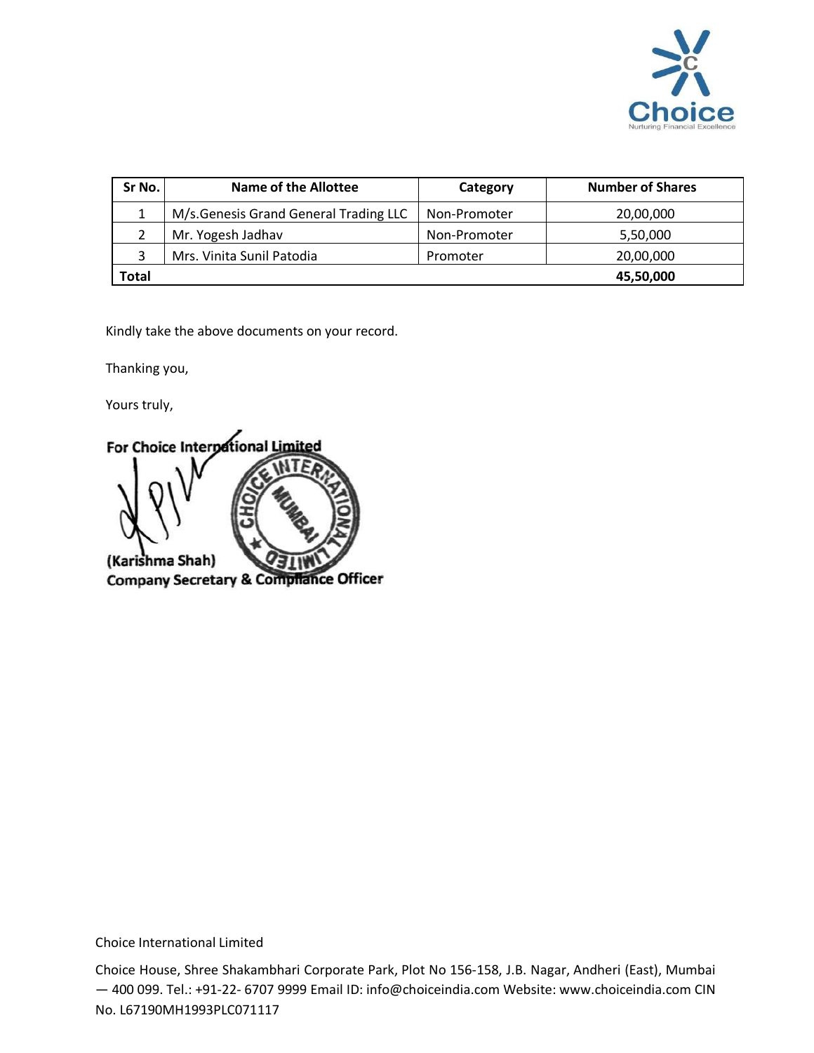| Sr No. | Name of the Allottee | Category | Number of Shares |
|---|---|---|---|
| 1 | M/s.Genesis Grand General Trading LLC | Non-Promoter | 20,00,000 |
| 2 | Mr. Yogesh Jadhav | Non-Promoter | 5,50,000 |
| 3 | Mrs. Vinita Sunil Patodia | Promoter | 20,00,000 |
| **Total** | | | **45,50,000** |

Kindly take the above documents on your record.

Thanking you,

Yours truly,

**For Choice International Limited**

**(Karishma Shah)**
**Company Secretary & Compliance Officer**

Choice International Limited

Choice House, Shree Shakambhari Corporate Park, Plot No 156-158, J.B. Nagar, Andheri (East), Mumbai — 400 099. Tel.: +91-22- 6707 9999 Email ID: info@choiceindia.com Website: www.choiceindia.com CIN No. L67190MH1993PLC071117